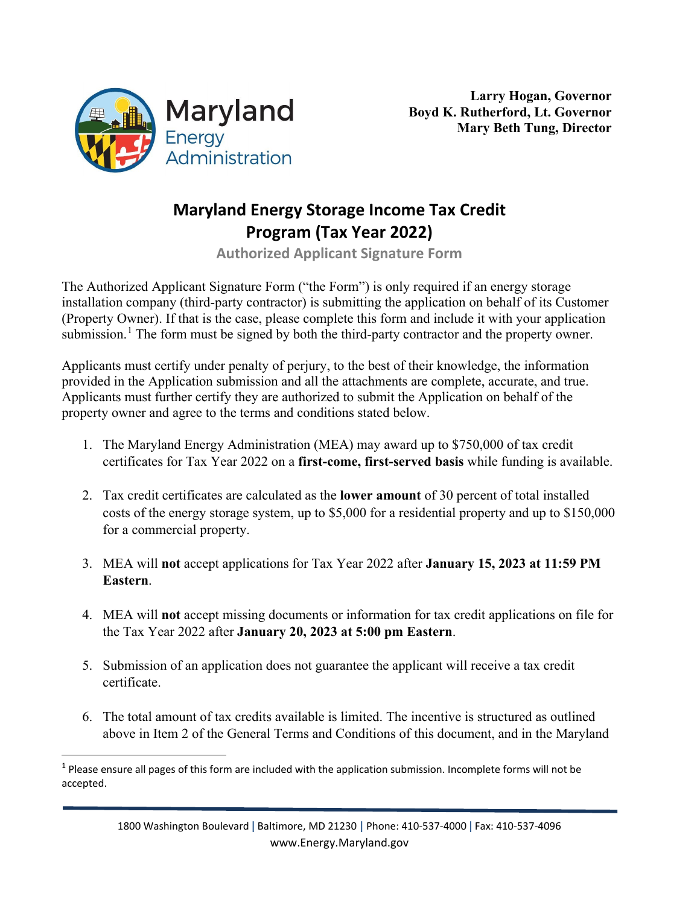Larry Hogan, Governor
Boyd K. Rutherford, Lt. Governor
Mary Beth Tung, Director

# Maryland Energy Storage Income Tax Credit Program (Tax Year 2022)

## Authorized Applicant Signature Form

The Authorized Applicant Signature Form ("the Form") is only required if an energy storage installation company (third-party contractor) is submitting the application on behalf of its Customer (Property Owner). If that is the case, please complete this form and include it with your application submission.[1] The form must be signed by both the third-party contractor and the property owner.

Applicants must certify under penalty of perjury, to the best of their knowledge, the information provided in the Application submission and all the attachments are complete, accurate, and true. Applicants must further certify they are authorized to submit the Application on behalf of the property owner and agree to the terms and conditions stated below.

1. The Maryland Energy Administration (MEA) may award up to $750,000 of tax credit certificates for Tax Year 2022 on a **first-come, first-served basis** while funding is available.

2. Tax credit certificates are calculated as the **lower amount** of 30 percent of total installed costs of the energy storage system, up to $5,000 for a residential property and up to $150,000 for a commercial property.

3. MEA will **not** accept applications for Tax Year 2022 after **January 15, 2023 at 11:59 PM Eastern**.

4. MEA will **not** accept missing documents or information for tax credit applications on file for the Tax Year 2022 after **January 20, 2023 at 5:00 pm Eastern**.

5. Submission of an application does not guarantee the applicant will receive a tax credit certificate.

6. The total amount of tax credits available is limited. The incentive is structured as outlined above in Item 2 of the General Terms and Conditions of this document, and in the Maryland

[1] Please ensure all pages of this form are included with the application submission. Incomplete forms will not be accepted.

1800 Washington Boulevard | Baltimore, MD 21230 | Phone: 410-537-4000 | Fax: 410-537-4096
www.Energy.Maryland.gov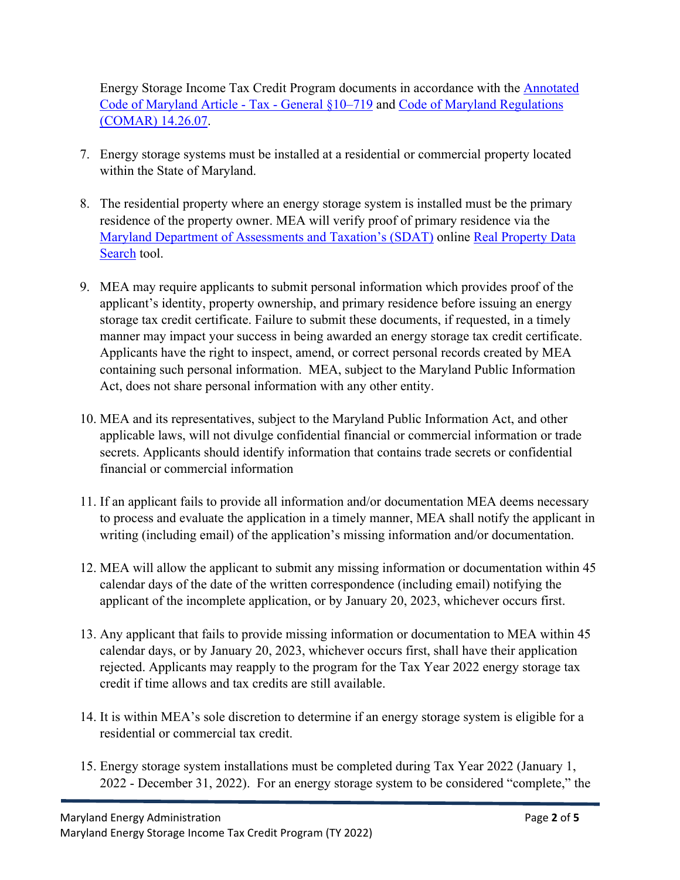Energy Storage Income Tax Credit Program documents in accordance with the [Annotated Code of Maryland Article - Tax - General §10–719] and [Code of Maryland Regulations (COMAR) 14.26.07].

7. Energy storage systems must be installed at a residential or commercial property located within the State of Maryland.

8. The residential property where an energy storage system is installed must be the primary residence of the property owner. MEA will verify proof of primary residence via the [Maryland Department of Assessments and Taxation's (SDAT)] online [Real Property Data Search] tool.

9. MEA may require applicants to submit personal information which provides proof of the applicant's identity, property ownership, and primary residence before issuing an energy storage tax credit certificate. Failure to submit these documents, if requested, in a timely manner may impact your success in being awarded an energy storage tax credit certificate. Applicants have the right to inspect, amend, or correct personal records created by MEA containing such personal information. MEA, subject to the Maryland Public Information Act, does not share personal information with any other entity.

10. MEA and its representatives, subject to the Maryland Public Information Act, and other applicable laws, will not divulge confidential financial or commercial information or trade secrets. Applicants should identify information that contains trade secrets or confidential financial or commercial information

11. If an applicant fails to provide all information and/or documentation MEA deems necessary to process and evaluate the application in a timely manner, MEA shall notify the applicant in writing (including email) of the application's missing information and/or documentation.

12. MEA will allow the applicant to submit any missing information or documentation within 45 calendar days of the date of the written correspondence (including email) notifying the applicant of the incomplete application, or by January 20, 2023, whichever occurs first.

13. Any applicant that fails to provide missing information or documentation to MEA within 45 calendar days, or by January 20, 2023, whichever occurs first, shall have their application rejected. Applicants may reapply to the program for the Tax Year 2022 energy storage tax credit if time allows and tax credits are still available.

14. It is within MEA's sole discretion to determine if an energy storage system is eligible for a residential or commercial tax credit.

15. Energy storage system installations must be completed during Tax Year 2022 (January 1, 2022 - December 31, 2022). For an energy storage system to be considered "complete," the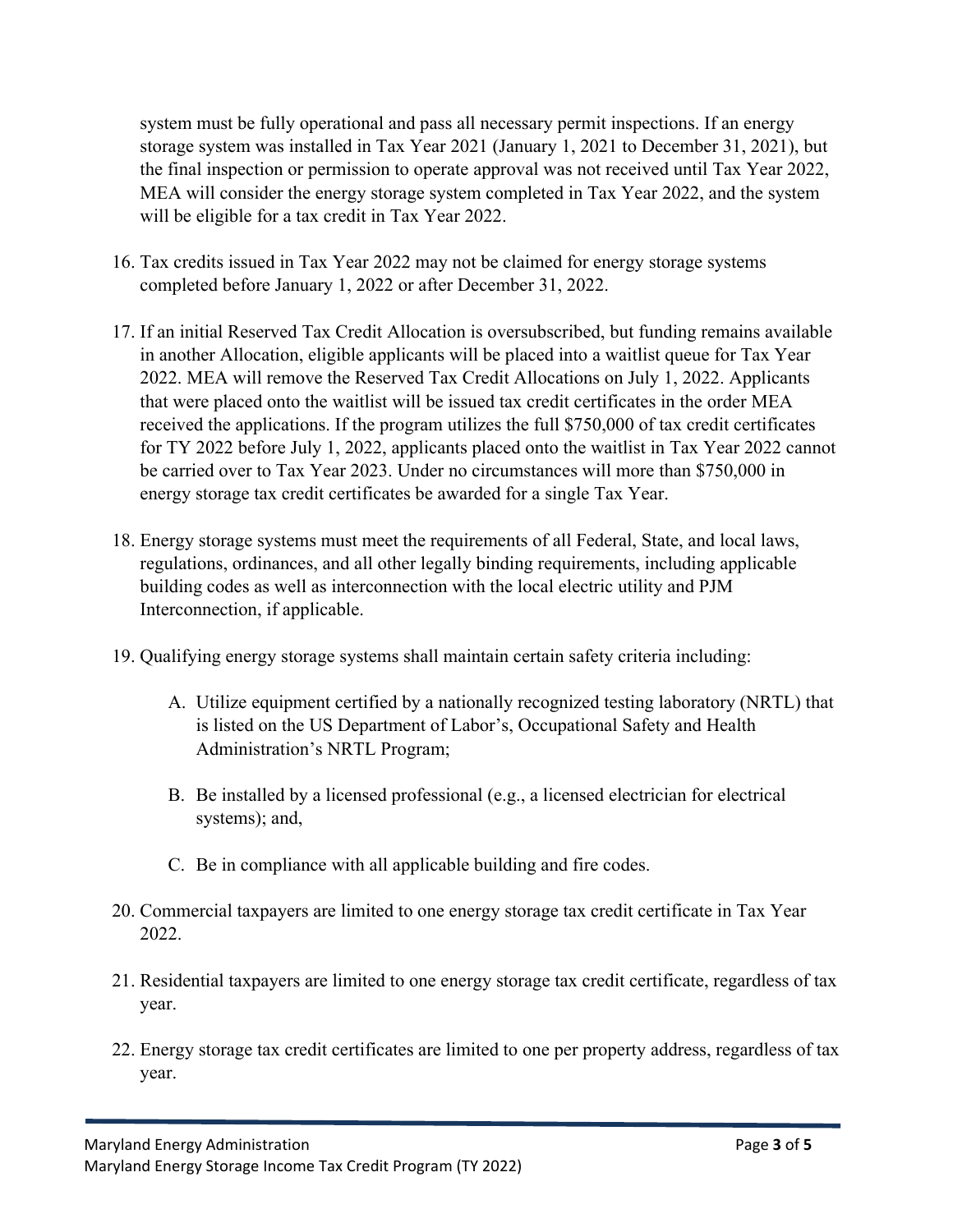system must be fully operational and pass all necessary permit inspections. If an energy storage system was installed in Tax Year 2021 (January 1, 2021 to December 31, 2021), but the final inspection or permission to operate approval was not received until Tax Year 2022, MEA will consider the energy storage system completed in Tax Year 2022, and the system will be eligible for a tax credit in Tax Year 2022.

16. Tax credits issued in Tax Year 2022 may not be claimed for energy storage systems completed before January 1, 2022 or after December 31, 2022.

17. If an initial Reserved Tax Credit Allocation is oversubscribed, but funding remains available in another Allocation, eligible applicants will be placed into a waitlist queue for Tax Year 2022. MEA will remove the Reserved Tax Credit Allocations on July 1, 2022. Applicants that were placed onto the waitlist will be issued tax credit certificates in the order MEA received the applications. If the program utilizes the full $750,000 of tax credit certificates for TY 2022 before July 1, 2022, applicants placed onto the waitlist in Tax Year 2022 cannot be carried over to Tax Year 2023. Under no circumstances will more than $750,000 in energy storage tax credit certificates be awarded for a single Tax Year.

18. Energy storage systems must meet the requirements of all Federal, State, and local laws, regulations, ordinances, and all other legally binding requirements, including applicable building codes as well as interconnection with the local electric utility and PJM Interconnection, if applicable.

19. Qualifying energy storage systems shall maintain certain safety criteria including:

    A. Utilize equipment certified by a nationally recognized testing laboratory (NRTL) that is listed on the US Department of Labor's, Occupational Safety and Health Administration's NRTL Program;

    B. Be installed by a licensed professional (e.g., a licensed electrician for electrical systems); and,

    C. Be in compliance with all applicable building and fire codes.

20. Commercial taxpayers are limited to one energy storage tax credit certificate in Tax Year 2022.

21. Residential taxpayers are limited to one energy storage tax credit certificate, regardless of tax year.

22. Energy storage tax credit certificates are limited to one per property address, regardless of tax year.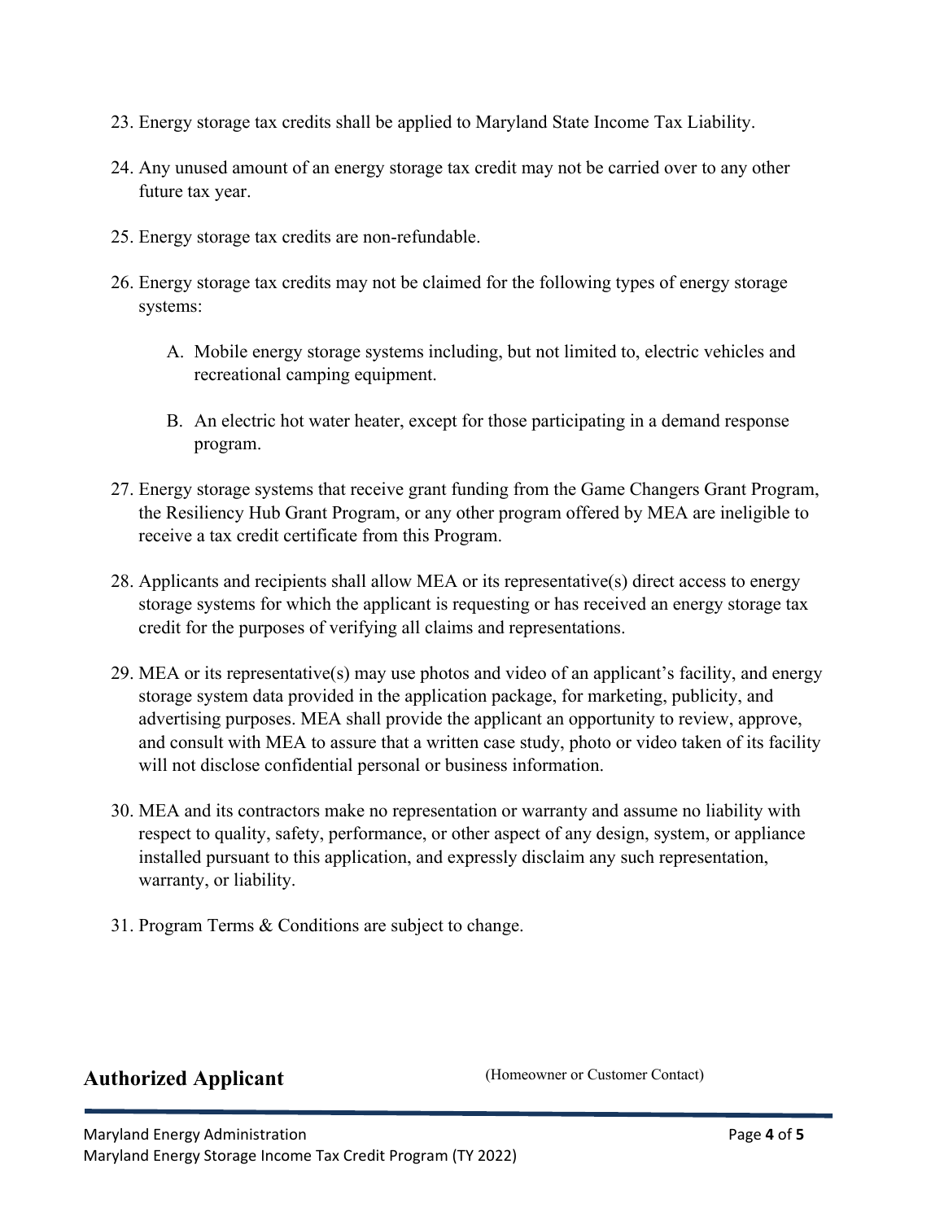23. Energy storage tax credits shall be applied to Maryland State Income Tax Liability.

24. Any unused amount of an energy storage tax credit may not be carried over to any other future tax year.

25. Energy storage tax credits are non-refundable.

26. Energy storage tax credits may not be claimed for the following types of energy storage systems:

    A. Mobile energy storage systems including, but not limited to, electric vehicles and recreational camping equipment.

    B. An electric hot water heater, except for those participating in a demand response program.

27. Energy storage systems that receive grant funding from the Game Changers Grant Program, the Resiliency Hub Grant Program, or any other program offered by MEA are ineligible to receive a tax credit certificate from this Program.

28. Applicants and recipients shall allow MEA or its representative(s) direct access to energy storage systems for which the applicant is requesting or has received an energy storage tax credit for the purposes of verifying all claims and representations.

29. MEA or its representative(s) may use photos and video of an applicant's facility, and energy storage system data provided in the application package, for marketing, publicity, and advertising purposes. MEA shall provide the applicant an opportunity to review, approve, and consult with MEA to assure that a written case study, photo or video taken of its facility will not disclose confidential personal or business information.

30. MEA and its contractors make no representation or warranty and assume no liability with respect to quality, safety, performance, or other aspect of any design, system, or appliance installed pursuant to this application, and expressly disclaim any such representation, warranty, or liability.

31. Program Terms & Conditions are subject to change.

## Authorized Applicant

(Homeowner or Customer Contact)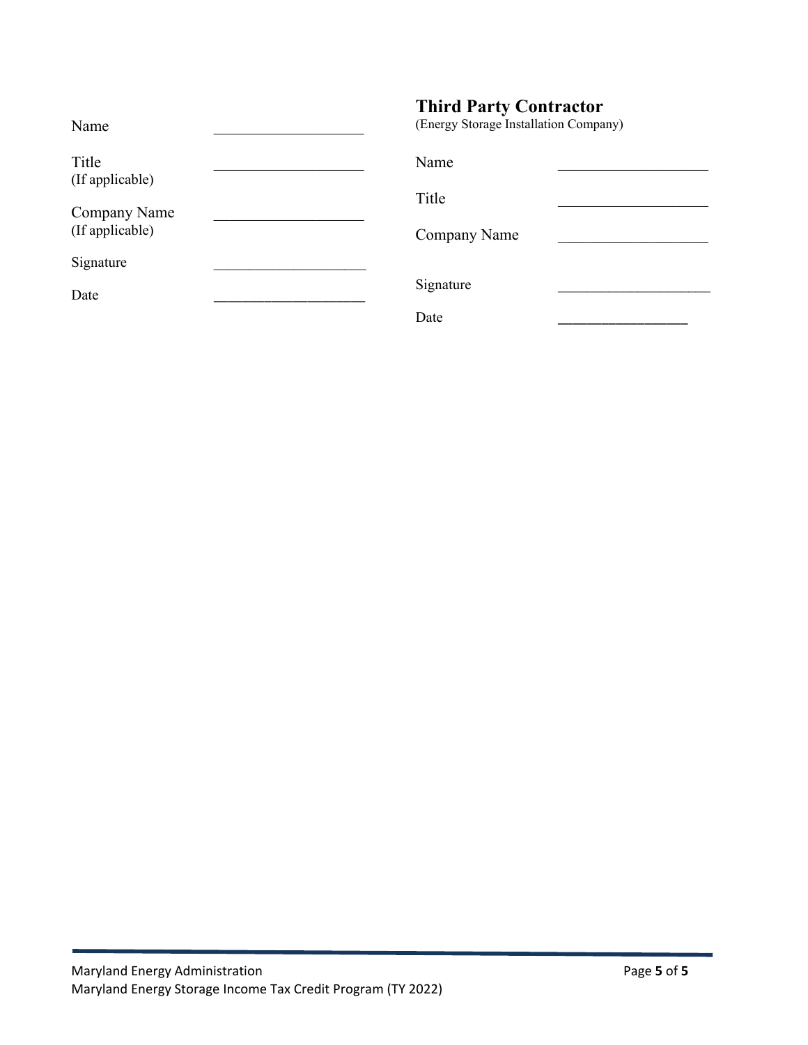Name ____________________

Title (If applicable) ____________________

Company Name (If applicable) ____________________

Signature ____________________

Date ____________________

**Third Party Contractor**
(Energy Storage Installation Company)

Name ____________________

Title ____________________

Company Name ____________________

Signature ____________________

Date ____________________